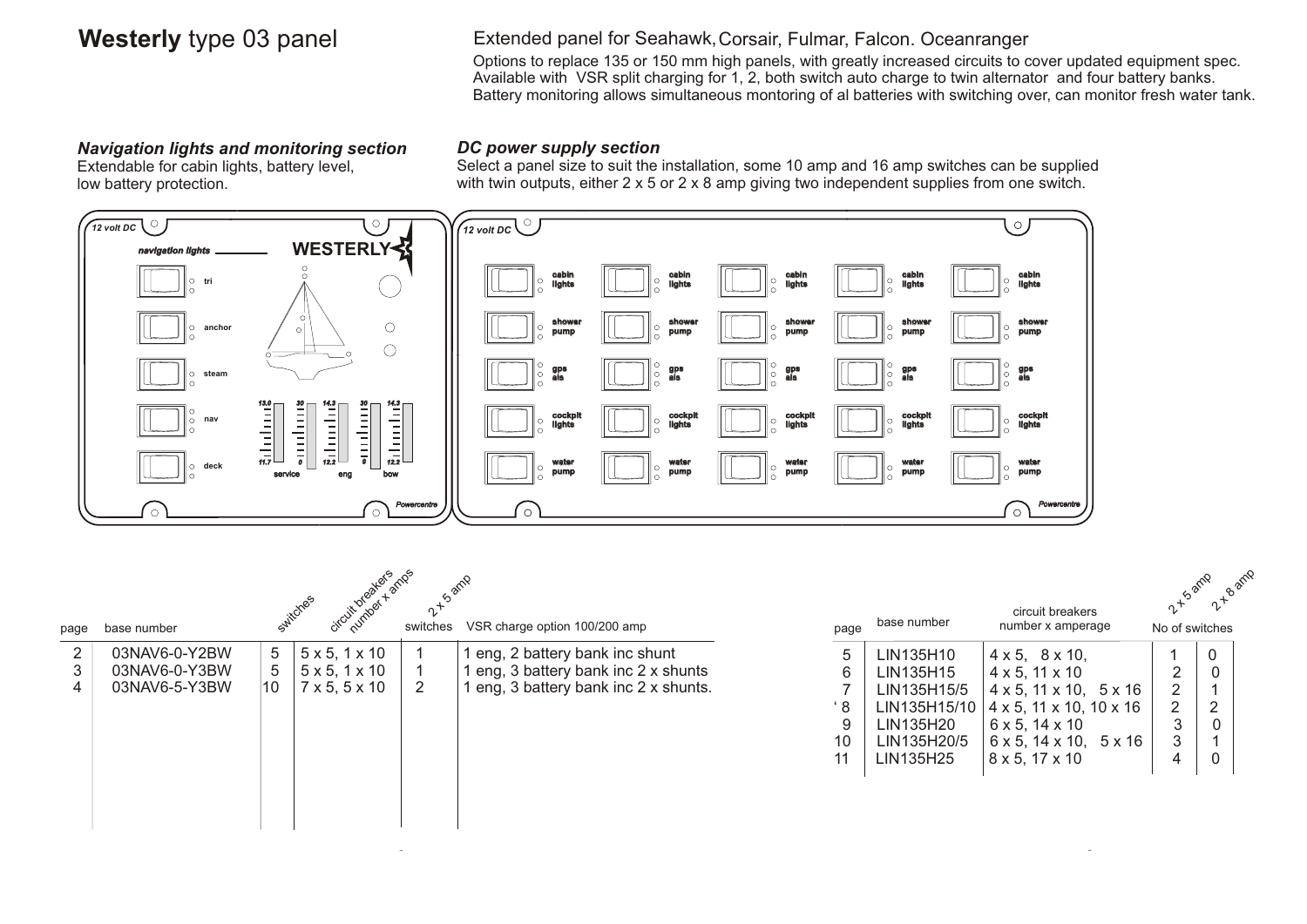# **Westerly** type 03 panel

Extended panel for Seahawk, Corsair, Fulmar, Falcon. Oceanranger

Options to replace 135 or 150 mm high panels, with greatly increased circuits to cover updated equipment spec.
Available with VSR split charging for 1, 2, both switch auto charge to twin alternator and four battery banks.
Battery monitoring allows simultaneous montoring of al batteries with switching over, can monitor fresh water tank.

### *Navigation lights and monitoring section*

Extendable for cabin lights, battery level, low battery protection.

### *DC power supply section*

Select a panel size to suit the installation, some 10 amp and 16 amp switches can be supplied with twin outputs, either 2 x 5 or 2 x 8 amp giving two independent supplies from one switch.

12 volt DC

navigation lights — WESTERLY

tri
anchor
steam
nav
deck

13.0 | 30 | 14.3 | 30 | 14.3
11.7 | 0 | 12.2 | 0 | 12.2
service | eng | bow

Powercentre

12 volt DC

| cabin lights | cabin lights | cabin lights | cabin lights | cabin lights |
|---|---|---|---|---|
| shower pump | shower pump | shower pump | shower pump | shower pump |
| gps ais | gps ais | gps ais | gps ais | gps ais |
| cockpit lights | cockpit lights | cockpit lights | cockpit lights | cockpit lights |
| water pump | water pump | water pump | water pump | water pump |

Powercentre

| page | base number | switches | circuit breakers number x amps | 2 x 5 amp switches | VSR charge option 100/200 amp |
|---|---|---|---|---|---|
| 2 | 03NAV6-0-Y2BW | 5 | 5 x 5, 1 x 10 | 1 | 1 eng, 2 battery bank inc shunt |
| 3 | 03NAV6-0-Y3BW | 5 | 5 x 5, 1 x 10 | 1 | 1 eng, 3 battery bank inc 2 x shunts |
| 4 | 03NAV6-5-Y3BW | 10 | 7 x 5, 5 x 10 | 2 | 1 eng, 3 battery bank inc 2 x shunts. |

| page | base number | circuit breakers number x amperage | No of switches 2 x 5 amp | No of switches 2 x 8 amp |
|---|---|---|---|---|
| 5 | LIN135H10 | 4 x 5, 8 x 10, | 1 | 0 |
| 6 | LIN135H15 | 4 x 5, 11 x 10 | 2 | 0 |
| 7 | LIN135H15/5 | 4 x 5, 11 x 10, 5 x 16 | 2 | 1 |
| ' 8 | LIN135H15/10 | 4 x 5, 11 x 10, 10 x 16 | 2 | 2 |
| 9 | LIN135H20 | 6 x 5, 14 x 10 | 3 | 0 |
| 10 | LIN135H20/5 | 6 x 5, 14 x 10, 5 x 16 | 3 | 1 |
| 11 | LIN135H25 | 8 x 5, 17 x 10 | 4 | 0 |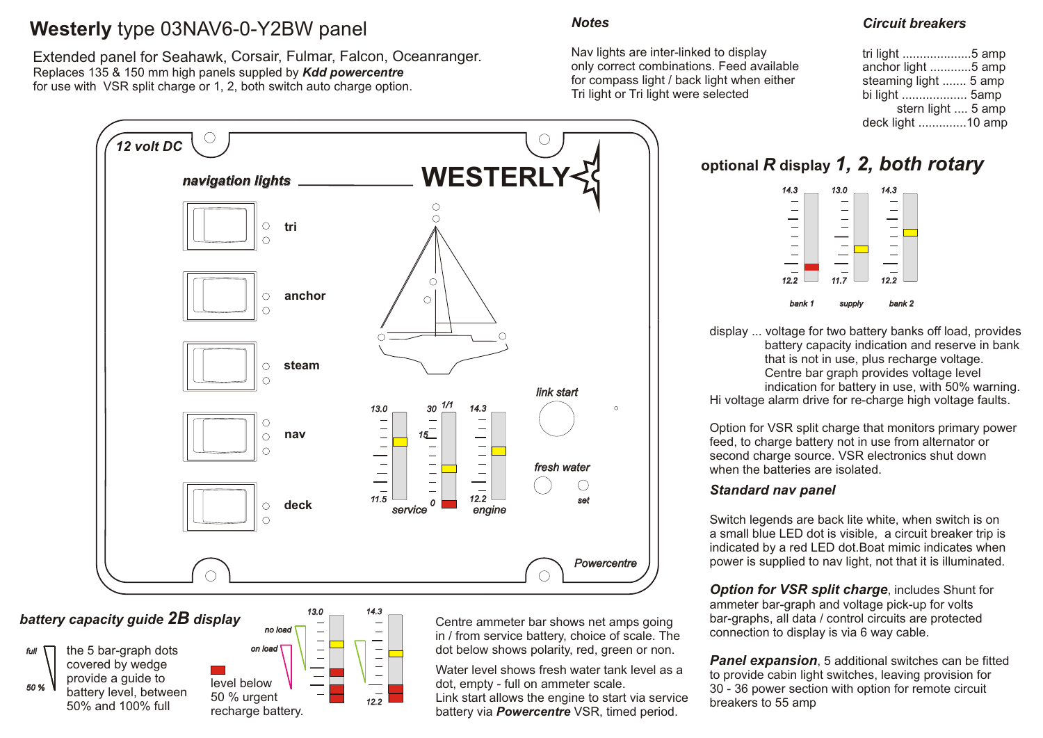# **Westerly** type 03NAV6-0-Y2BW panel

Extended panel for Seahawk, Corsair, Fulmar, Falcon, Oceanranger.
Replaces 135 & 150 mm high panels suppled by ***Kdd powercentre***
for use with VSR split charge or 1, 2, both switch auto charge option.

***Notes***

Nav lights are inter-linked to display only correct combinations. Feed available for compass light / back light when either Tri light or Tri light were selected

***Circuit breakers***

tri light ....................5 amp
anchor light ............5 amp
steaming light ....... 5 amp
bi light ................... 5amp
stern light .... 5 amp
deck light .............10 amp

*12 volt DC*

***navigation lights***

WESTERLY

tri

anchor

steam

nav

deck

13.0 — 11.5 *service*

30 — 15 — 0 *1/1*

14.3 — 12.2 *engine*

*link start*

*fresh water*

*set*

*Powercentre*

## optional *R* display *1, 2, both rotary*

14.3 — 12.2 *bank 1*

13.0 — 11.7 *supply*

14.3 — 12.2 *bank 2*

display ... voltage for two battery banks off load, provides battery capacity indication and reserve in bank that is not in use, plus recharge voltage. Centre bar graph provides voltage level indication for battery in use, with 50% warning.
Hi voltage alarm drive for re-charge high voltage faults.

Option for VSR split charge that monitors primary power feed, to charge battery not in use from alternator or second charge source. VSR electronics shut down when the batteries are isolated.

### *Standard nav panel*

Switch legends are back lite white, when switch is on a small blue LED dot is visible, a circuit breaker trip is indicated by a red LED dot.Boat mimic indicates when power is supplied to nav light, not that it is illuminated.

***Option for VSR split charge***, includes Shunt for ammeter bar-graph and voltage pick-up for volts bar-graphs, all data / control circuits are protected connection to display is via 6 way cable.

***Panel expansion***, 5 additional switches can be fitted to provide cabin light switches, leaving provision for 30 - 36 power section with option for remote circuit breakers to 55 amp

## *battery capacity guide 2B display*

*full* — *50 %*

the 5 bar-graph dots covered by wedge provide a guide to battery level, between 50% and 100% full

*no load* — *on load*

13.0 — 14.3 — 12.2

level below 50 % urgent recharge battery.

Centre ammeter bar shows net amps going in / from service battery, choice of scale. The dot below shows polarity, red, green or non.

Water level shows fresh water tank level as a dot, empty - full on ammeter scale.
Link start allows the engine to start via service battery via ***Powercentre*** VSR, timed period.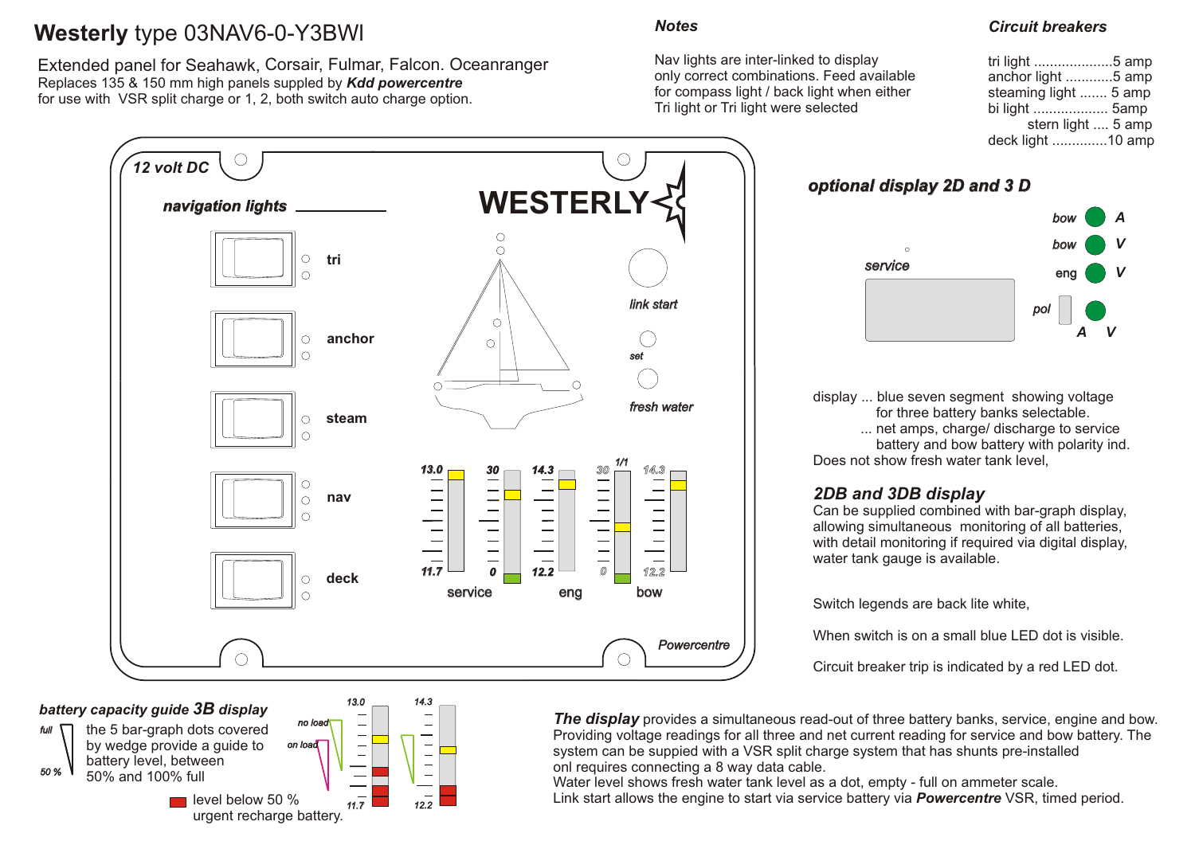# **Westerly** type 03NAV6-0-Y3BWI

Extended panel for Seahawk, Corsair, Fulmar, Falcon. Oceanranger
Replaces 135 & 150 mm high panels suppled by ***Kdd powercentre***
for use with VSR split charge or 1, 2, both switch auto charge option.

### *Notes*

Nav lights are inter-linked to display only correct combinations. Feed available for compass light / back light when either Tri light or Tri light were selected

### *Circuit breakers*

tri light ....................5 amp
anchor light ............5 amp
steaming light ....... 5 amp
bi light ................... 5amp
stern light .... 5 amp
deck light .............10 amp

*12 volt DC*

***navigation lights***

tri

anchor

steam

nav

deck

**WESTERLY**

*link start*

*set*

*fresh water*

13.0 — 11.7 service

30 — 0

14.3 — 12.2 eng

30 — 0 1/1

14.3 — 12.2 bow

*Powercentre*

### ***optional display 2D and 3 D***

*service*

*bow* **A**
*bow* **V**
*eng* **V**
*pol* **A V**

display ... blue seven segment showing voltage for three battery banks selectable.
... net amps, charge/ discharge to service battery and bow battery with polarity ind.
Does not show fresh water tank level,

### *2DB and 3DB display*

Can be supplied combined with bar-graph display, allowing simultaneous monitoring of all batteries, with detail monitoring if required via digital display, water tank gauge is available.

Switch legends are back lite white,

When switch is on a small blue LED dot is visible.

Circuit breaker trip is indicated by a red LED dot.

### *battery capacity guide **3B** display*

*full*

*50 %*

the 5 bar-graph dots covered by wedge provide a guide to battery level, between 50% and 100% full

*no load*

*on load*

13.0 — 11.7

14.3 — 12.2

level below 50 % urgent recharge battery.

***The display*** provides a simultaneous read-out of three battery banks, service, engine and bow. Providing voltage readings for all three and net current reading for service and bow battery. The system can be suppied with a VSR split charge system that has shunts pre-installed onl requires connecting a 8 way data cable.
Water level shows fresh water tank level as a dot, empty - full on ammeter scale.
Link start allows the engine to start via service battery via ***Powercentre*** VSR, timed period.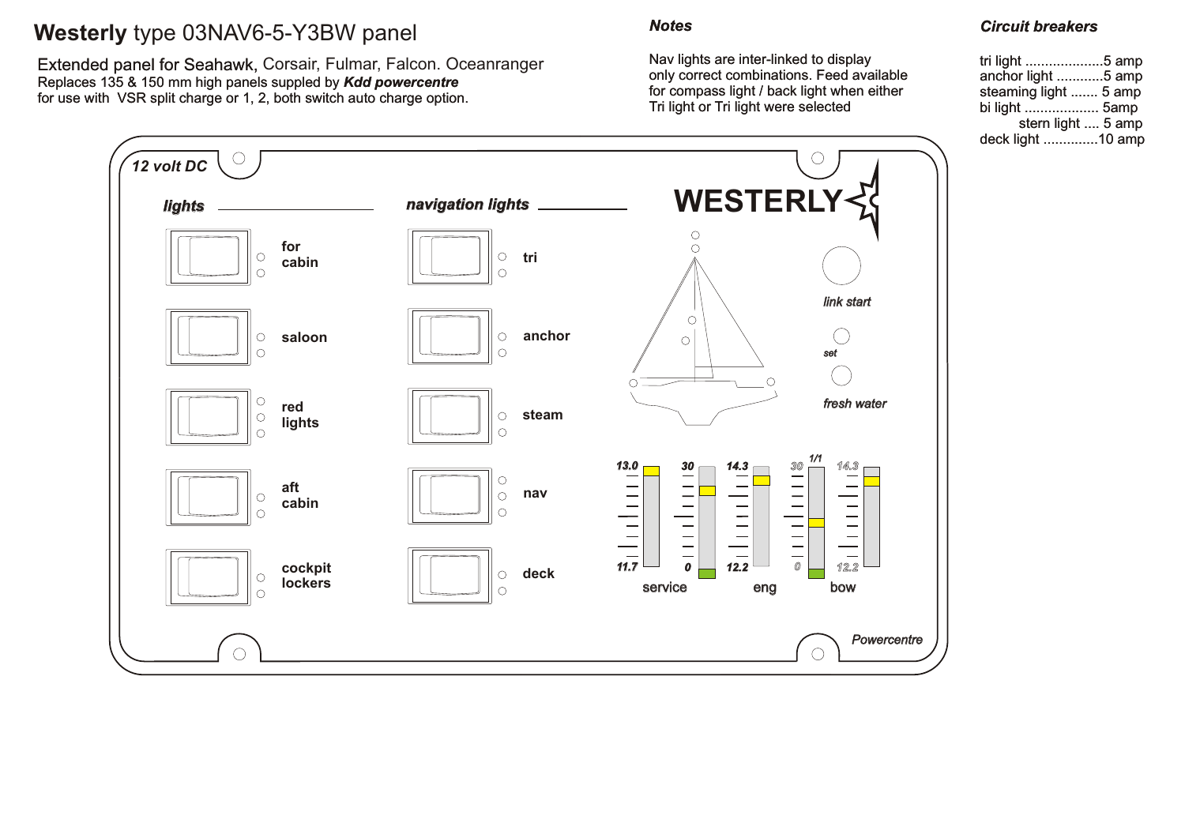# **Westerly** type 03NAV6-5-Y3BW panel

Extended panel for Seahawk, Corsair, Fulmar, Falcon. Oceanranger
Replaces 135 & 150 mm high panels suppled by ***Kdd powercentre***
for use with VSR split charge or 1, 2, both switch auto charge option.

***Notes***

Nav lights are inter-linked to display only correct combinations. Feed available for compass light / back light when either Tri light or Tri light were selected

***Circuit breakers***

tri light ....................5 amp
anchor light ............5 amp
steaming light ....... 5 amp
bi light ................... 5amp
stern light .... 5 amp
deck light .............10 amp

*12 volt DC*

***lights***

for cabin

saloon

red lights

aft cabin

cockpit lockers

***navigation lights***

tri

anchor

steam

nav

deck

**WESTERLY**

*link start*

*set*

*fresh water*

13.0 / 11.7 service

30 / 0

14.3 / 12.2 eng

30 / 0

1/1

14.3 / 12.2 bow

*Powercentre*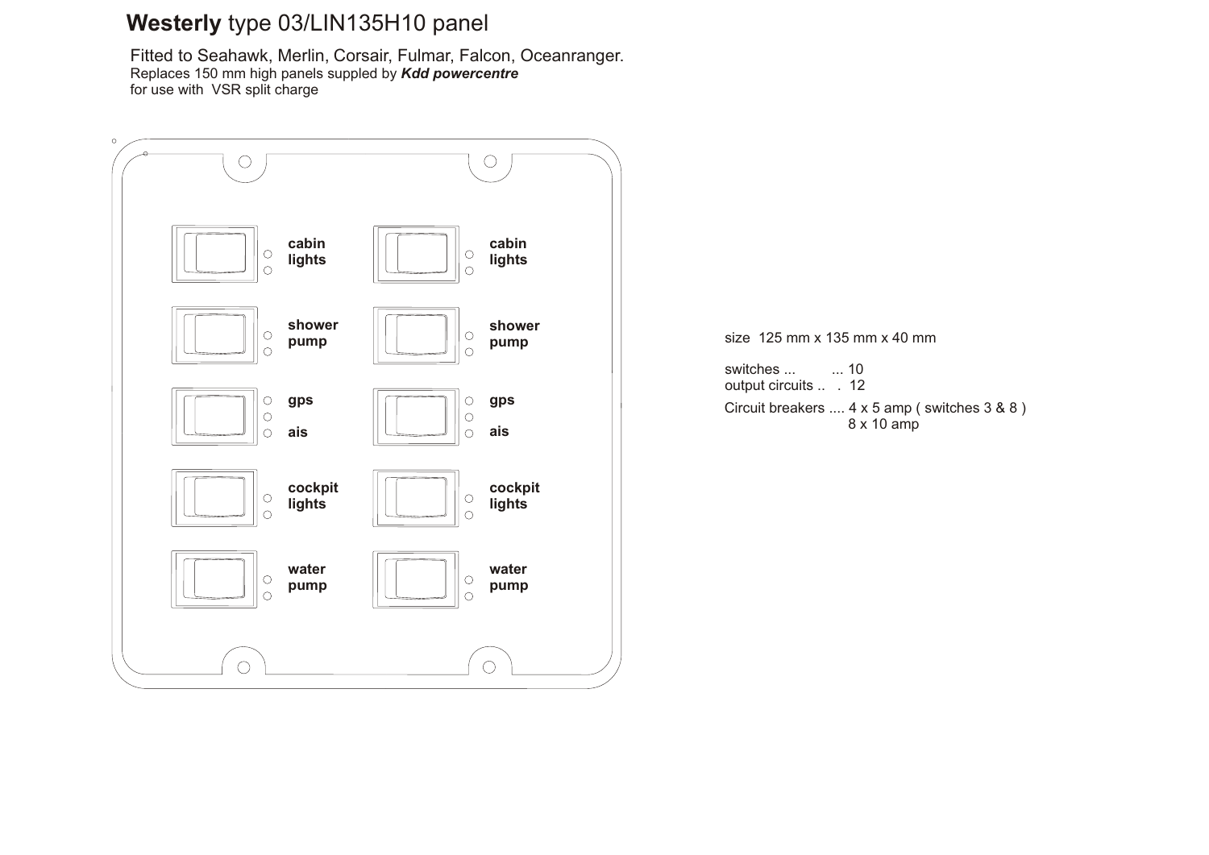# **Westerly** type 03/LIN135H10 panel

Fitted to Seahawk, Merlin, Corsair, Fulmar, Falcon, Oceanranger.
Replaces 150 mm high panels suppled by ***Kdd powercentre***
for use with VSR split charge

**cabin lights** | **cabin lights**

**shower pump** | **shower pump**

**gps** **ais** | **gps** **ais**

**cockpit lights** | **cockpit lights**

**water pump** | **water pump**

size 125 mm x 135 mm x 40 mm

switches ... ... 10
output circuits .. . 12

Circuit breakers .... 4 x 5 amp ( switches 3 & 8 )
8 x 10 amp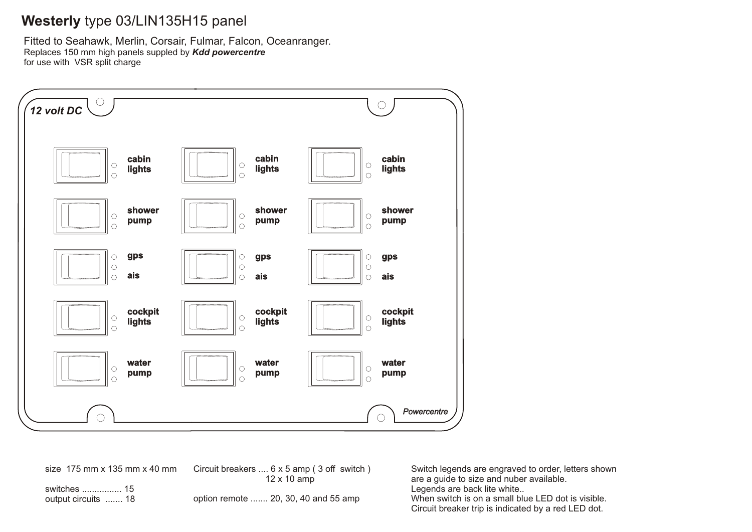# **Westerly** type 03/LIN135H15 panel

Fitted to Seahawk, Merlin, Corsair, Fulmar, Falcon, Oceanranger.
Replaces 150 mm high panels suppled by ***Kdd powercentre***
for use with VSR split charge

*12 volt DC*

| | | |
|---|---|---|
| **cabin lights** | **cabin lights** | **cabin lights** |
| **shower pump** | **shower pump** | **shower pump** |
| **gps** / **ais** | **gps** / **ais** | **gps** / **ais** |
| **cockpit lights** | **cockpit lights** | **cockpit lights** |
| **water pump** | **water pump** | **water pump** |

*Powercentre*

size 175 mm x 135 mm x 40 mm

switches ................ 15
output circuits ....... 18

Circuit breakers .... 6 x 5 amp ( 3 off switch )
12 x 10 amp

option remote ....... 20, 30, 40 and 55 amp

Switch legends are engraved to order, letters shown are a guide to size and nuber available.
Legends are back lite white..
When switch is on a small blue LED dot is visible.
Circuit breaker trip is indicated by a red LED dot.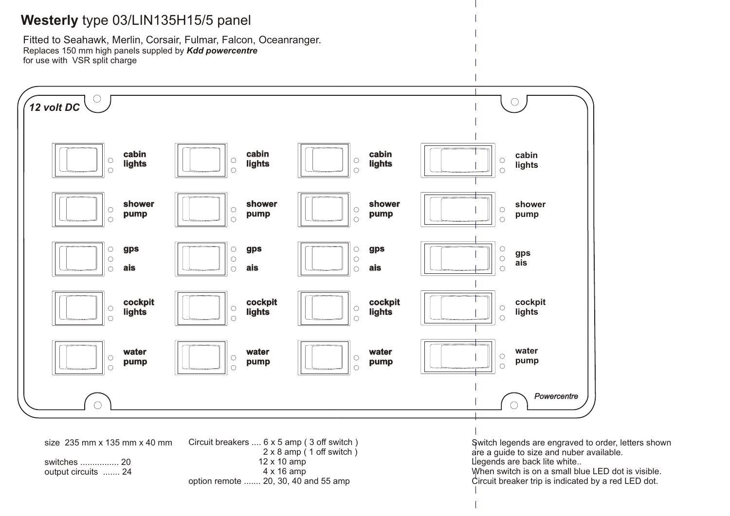# **Westerly** type 03/LIN135H15/5 panel

Fitted to Seahawk, Merlin, Corsair, Fulmar, Falcon, Oceanranger.
Replaces 150 mm high panels suppled by ***Kdd powercentre***
for use with VSR split charge

*12 volt DC*

| | | | |
|---|---|---|---|
| cabin lights | cabin lights | cabin lights | cabin lights |
| shower pump | shower pump | shower pump | shower pump |
| gps ais | gps ais | gps ais | gps ais |
| cockpit lights | cockpit lights | cockpit lights | cockpit lights |
| water pump | water pump | water pump | water pump |

*Powercentre*

size 235 mm x 135 mm x 40 mm

switches ................ 20
output circuits ....... 24

Circuit breakers .... 6 x 5 amp ( 3 off switch )
2 x 8 amp ( 1 off switch )
12 x 10 amp
4 x 16 amp
option remote ....... 20, 30, 40 and 55 amp

Switch legends are engraved to order, letters shown are a guide to size and nuber available.
Legends are back lite white..
When switch is on a small blue LED dot is visible.
Circuit breaker trip is indicated by a red LED dot.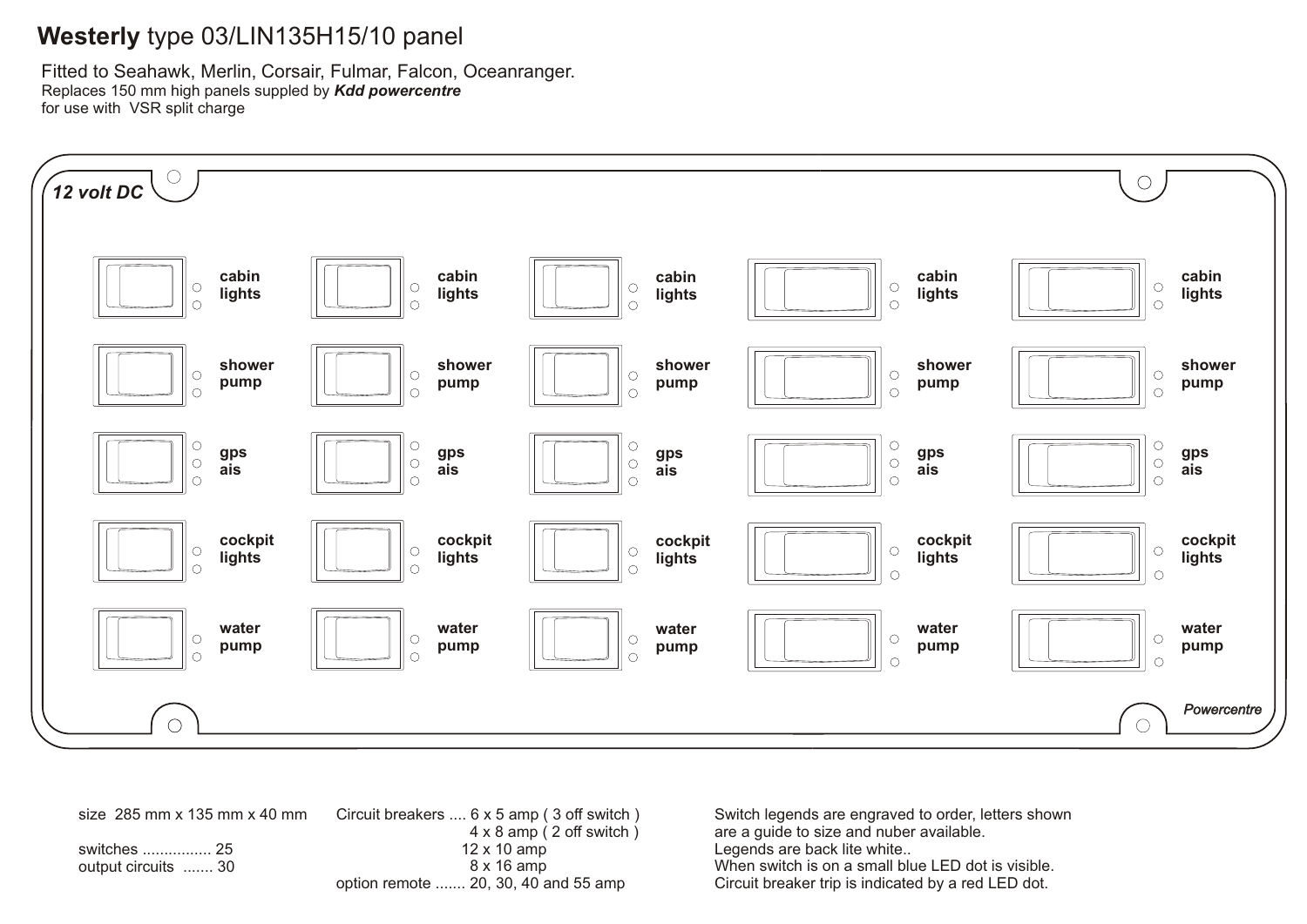# **Westerly** type 03/LIN135H15/10 panel

Fitted to Seahawk, Merlin, Corsair, Fulmar, Falcon, Oceanranger.
Replaces 150 mm high panels suppled by ***Kdd powercentre***
for use with VSR split charge

*12 volt DC*

| | | | | |
|---|---|---|---|---|
| **cabin lights** | **cabin lights** | **cabin lights** | **cabin lights** | **cabin lights** |
| **shower pump** | **shower pump** | **shower pump** | **shower pump** | **shower pump** |
| **gps ais** | **gps ais** | **gps ais** | **gps ais** | **gps ais** |
| **cockpit lights** | **cockpit lights** | **cockpit lights** | **cockpit lights** | **cockpit lights** |
| **water pump** | **water pump** | **water pump** | **water pump** | **water pump** |

***Powercentre***

size 285 mm x 135 mm x 40 mm

switches ................ 25
output circuits ....... 30

Circuit breakers .... 6 x 5 amp ( 3 off switch )
4 x 8 amp ( 2 off switch )
12 x 10 amp
8 x 16 amp
option remote ....... 20, 30, 40 and 55 amp

Switch legends are engraved to order, letters shown are a guide to size and nuber available.
Legends are back lite white..
When switch is on a small blue LED dot is visible.
Circuit breaker trip is indicated by a red LED dot.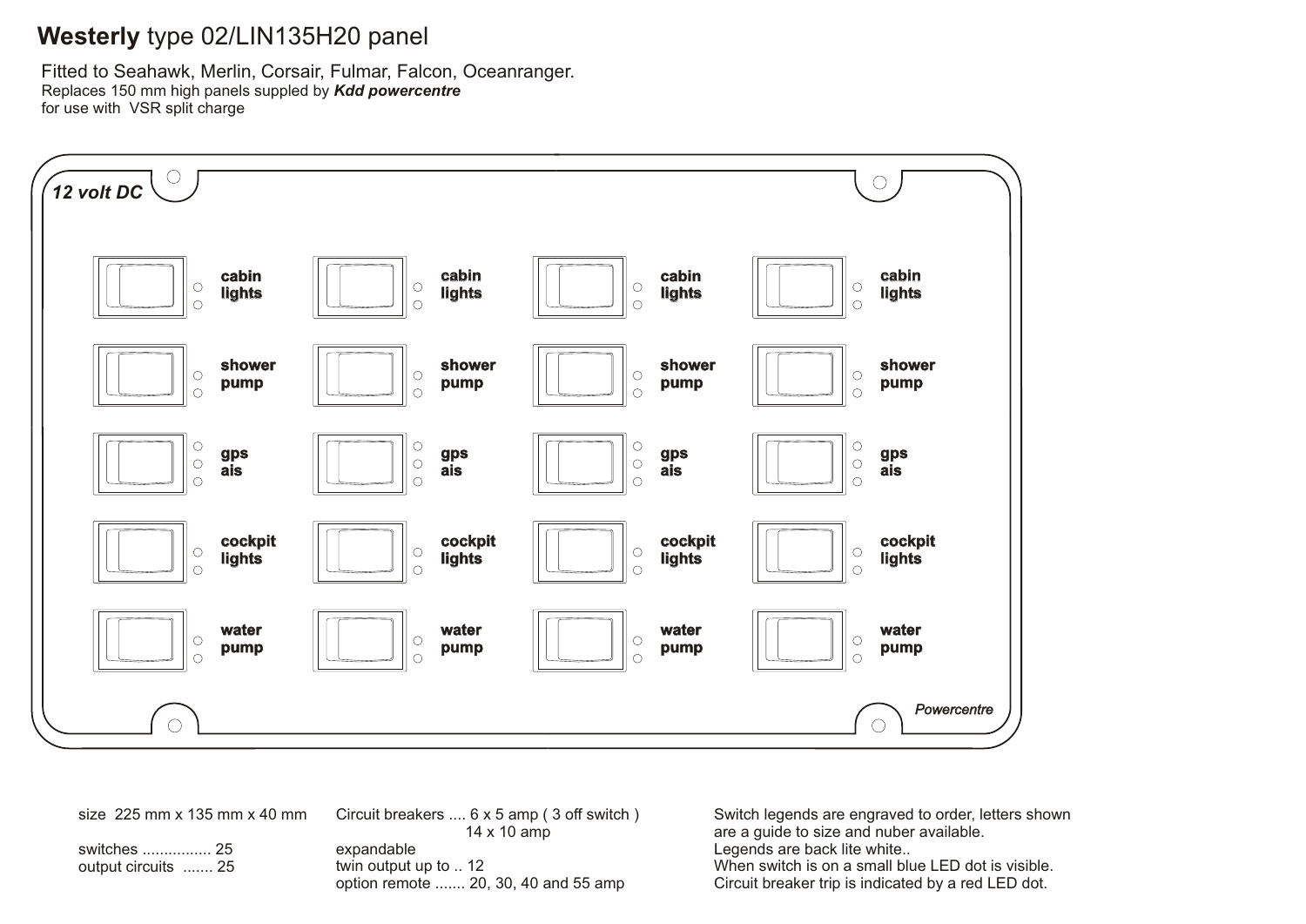# **Westerly** type 02/LIN135H20 panel

Fitted to Seahawk, Merlin, Corsair, Fulmar, Falcon, Oceanranger.
Replaces 150 mm high panels suppled by ***Kdd powercentre***
for use with VSR split charge

*12 volt DC*

| | | | |
|---|---|---|---|
| **cabin lights** | **cabin lights** | **cabin lights** | **cabin lights** |
| **shower pump** | **shower pump** | **shower pump** | **shower pump** |
| **gps ais** | **gps ais** | **gps ais** | **gps ais** |
| **cockpit lights** | **cockpit lights** | **cockpit lights** | **cockpit lights** |
| **water pump** | **water pump** | **water pump** | **water pump** |

*Powercentre*

size 225 mm x 135 mm x 40 mm

switches ................ 25
output circuits ....... 25

Circuit breakers .... 6 x 5 amp ( 3 off switch )
14 x 10 amp
expandable
twin output up to .. 12
option remote ....... 20, 30, 40 and 55 amp

Switch legends are engraved to order, letters shown are a guide to size and nuber available.
Legends are back lite white..
When switch is on a small blue LED dot is visible.
Circuit breaker trip is indicated by a red LED dot.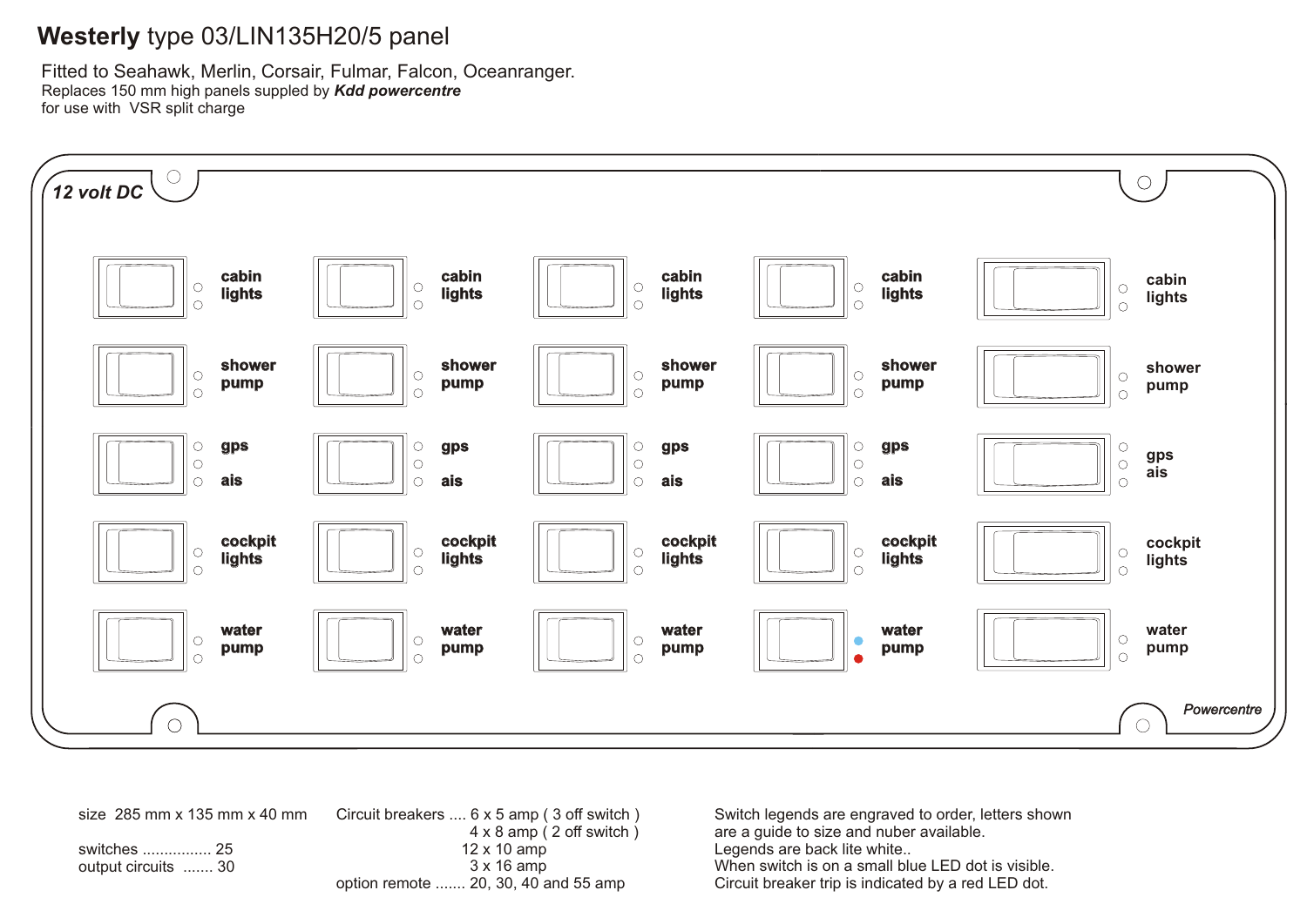# **Westerly** type 03/LIN135H20/5 panel

Fitted to Seahawk, Merlin, Corsair, Fulmar, Falcon, Oceanranger.
Replaces 150 mm high panels suppled by ***Kdd powercentre***
for use with VSR split charge

***12 volt DC***

| | | | | |
|---|---|---|---|---|
| **cabin lights** | **cabin lights** | **cabin lights** | **cabin lights** | **cabin lights** |
| **shower pump** | **shower pump** | **shower pump** | **shower pump** | **shower pump** |
| **gps ais** | **gps ais** | **gps ais** | **gps ais** | **gps ais** |
| **cockpit lights** | **cockpit lights** | **cockpit lights** | **cockpit lights** | **cockpit lights** |
| **water pump** | **water pump** | **water pump** | **water pump** | **water pump** |

***Powercentre***

size 285 mm x 135 mm x 40 mm

switches ................ 25
output circuits ....... 30

Circuit breakers .... 6 x 5 amp ( 3 off switch )
4 x 8 amp ( 2 off switch )
12 x 10 amp
3 x 16 amp
option remote ....... 20, 30, 40 and 55 amp

Switch legends are engraved to order, letters shown are a guide to size and nuber available.
Legends are back lite white..
When switch is on a small blue LED dot is visible.
Circuit breaker trip is indicated by a red LED dot.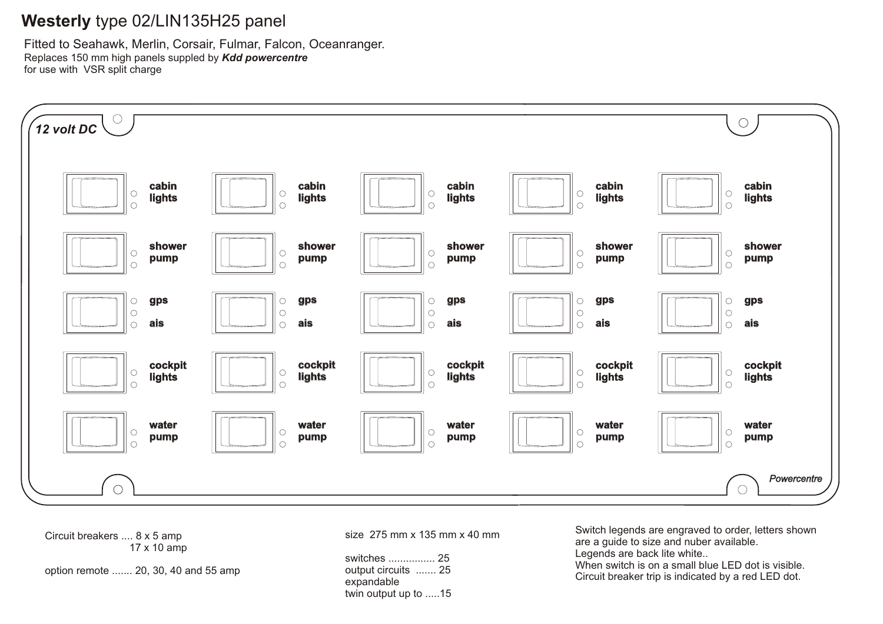# **Westerly** type 02/LIN135H25 panel

Fitted to Seahawk, Merlin, Corsair, Fulmar, Falcon, Oceanranger.
Replaces 150 mm high panels suppled by ***Kdd powercentre***
for use with VSR split charge

*12 volt DC*

**cabin lights** **cabin lights** **cabin lights** **cabin lights** **cabin lights**

**shower pump** **shower pump** **shower pump** **shower pump** **shower pump**

**gps ais** **gps ais** **gps ais** **gps ais** **gps ais**

**cockpit lights** **cockpit lights** **cockpit lights** **cockpit lights** **cockpit lights**

**water pump** **water pump** **water pump** **water pump** **water pump**

*Powercentre*

Circuit breakers .... 8 x 5 amp
17 x 10 amp

option remote ....... 20, 30, 40 and 55 amp

size 275 mm x 135 mm x 40 mm

switches ................ 25
output circuits ....... 25
expandable
twin output up to .....15

Switch legends are engraved to order, letters shown are a guide to size and nuber available.
Legends are back lite white..
When switch is on a small blue LED dot is visible.
Circuit breaker trip is indicated by a red LED dot.